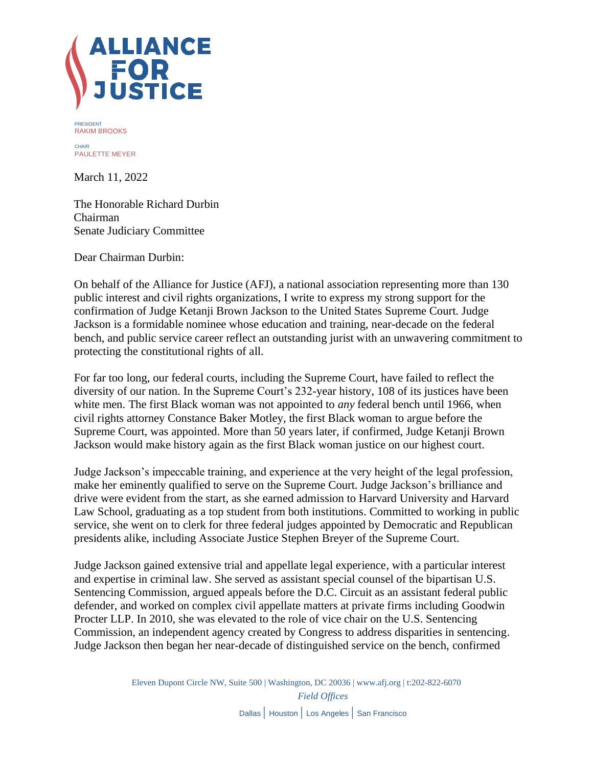# ALLIANCE FOR JUSTICE

PRESIDENT
RAKIM BROOKS

CHAIR
PAULETTE MEYER

March 11, 2022

The Honorable Richard Durbin
Chairman
Senate Judiciary Committee

Dear Chairman Durbin:

On behalf of the Alliance for Justice (AFJ), a national association representing more than 130 public interest and civil rights organizations, I write to express my strong support for the confirmation of Judge Ketanji Brown Jackson to the United States Supreme Court. Judge Jackson is a formidable nominee whose education and training, near-decade on the federal bench, and public service career reflect an outstanding jurist with an unwavering commitment to protecting the constitutional rights of all.

For far too long, our federal courts, including the Supreme Court, have failed to reflect the diversity of our nation. In the Supreme Court's 232-year history, 108 of its justices have been white men. The first Black woman was not appointed to *any* federal bench until 1966, when civil rights attorney Constance Baker Motley, the first Black woman to argue before the Supreme Court, was appointed. More than 50 years later, if confirmed, Judge Ketanji Brown Jackson would make history again as the first Black woman justice on our highest court.

Judge Jackson's impeccable training, and experience at the very height of the legal profession, make her eminently qualified to serve on the Supreme Court. Judge Jackson's brilliance and drive were evident from the start, as she earned admission to Harvard University and Harvard Law School, graduating as a top student from both institutions. Committed to working in public service, she went on to clerk for three federal judges appointed by Democratic and Republican presidents alike, including Associate Justice Stephen Breyer of the Supreme Court.

Judge Jackson gained extensive trial and appellate legal experience, with a particular interest and expertise in criminal law. She served as assistant special counsel of the bipartisan U.S. Sentencing Commission, argued appeals before the D.C. Circuit as an assistant federal public defender, and worked on complex civil appellate matters at private firms including Goodwin Procter LLP. In 2010, she was elevated to the role of vice chair on the U.S. Sentencing Commission, an independent agency created by Congress to address disparities in sentencing. Judge Jackson then began her near-decade of distinguished service on the bench, confirmed

Eleven Dupont Circle NW, Suite 500 | Washington, DC 20036 | www.afj.org | t:202-822-6070
*Field Offices*
Dallas | Houston | Los Angeles | San Francisco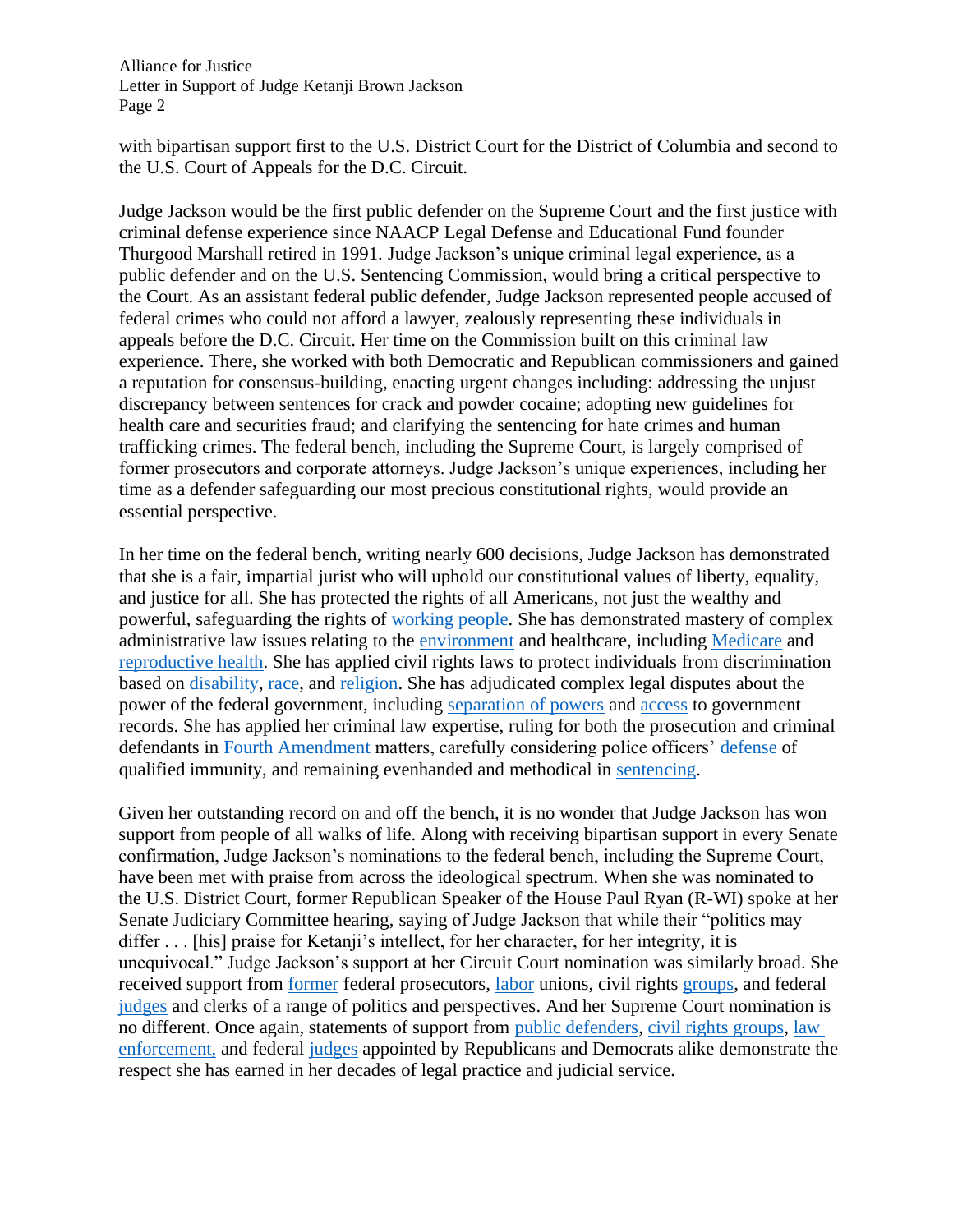with bipartisan support first to the U.S. District Court for the District of Columbia and second to the U.S. Court of Appeals for the D.C. Circuit.

Judge Jackson would be the first public defender on the Supreme Court and the first justice with criminal defense experience since NAACP Legal Defense and Educational Fund founder Thurgood Marshall retired in 1991. Judge Jackson's unique criminal legal experience, as a public defender and on the U.S. Sentencing Commission, would bring a critical perspective to the Court. As an assistant federal public defender, Judge Jackson represented people accused of federal crimes who could not afford a lawyer, zealously representing these individuals in appeals before the D.C. Circuit. Her time on the Commission built on this criminal law experience. There, she worked with both Democratic and Republican commissioners and gained a reputation for consensus-building, enacting urgent changes including: addressing the unjust discrepancy between sentences for crack and powder cocaine; adopting new guidelines for health care and securities fraud; and clarifying the sentencing for hate crimes and human trafficking crimes. The federal bench, including the Supreme Court, is largely comprised of former prosecutors and corporate attorneys. Judge Jackson's unique experiences, including her time as a defender safeguarding our most precious constitutional rights, would provide an essential perspective.

In her time on the federal bench, writing nearly 600 decisions, Judge Jackson has demonstrated that she is a fair, impartial jurist who will uphold our constitutional values of liberty, equality, and justice for all. She has protected the rights of all Americans, not just the wealthy and powerful, safeguarding the rights of working people. She has demonstrated mastery of complex administrative law issues relating to the environment and healthcare, including Medicare and reproductive health. She has applied civil rights laws to protect individuals from discrimination based on disability, race, and religion. She has adjudicated complex legal disputes about the power of the federal government, including separation of powers and access to government records. She has applied her criminal law expertise, ruling for both the prosecution and criminal defendants in Fourth Amendment matters, carefully considering police officers' defense of qualified immunity, and remaining evenhanded and methodical in sentencing.

Given her outstanding record on and off the bench, it is no wonder that Judge Jackson has won support from people of all walks of life. Along with receiving bipartisan support in every Senate confirmation, Judge Jackson's nominations to the federal bench, including the Supreme Court, have been met with praise from across the ideological spectrum. When she was nominated to the U.S. District Court, former Republican Speaker of the House Paul Ryan (R-WI) spoke at her Senate Judiciary Committee hearing, saying of Judge Jackson that while their "politics may differ . . . [his] praise for Ketanji's intellect, for her character, for her integrity, it is unequivocal." Judge Jackson's support at her Circuit Court nomination was similarly broad. She received support from former federal prosecutors, labor unions, civil rights groups, and federal judges and clerks of a range of politics and perspectives. And her Supreme Court nomination is no different. Once again, statements of support from public defenders, civil rights groups, law enforcement, and federal judges appointed by Republicans and Democrats alike demonstrate the respect she has earned in her decades of legal practice and judicial service.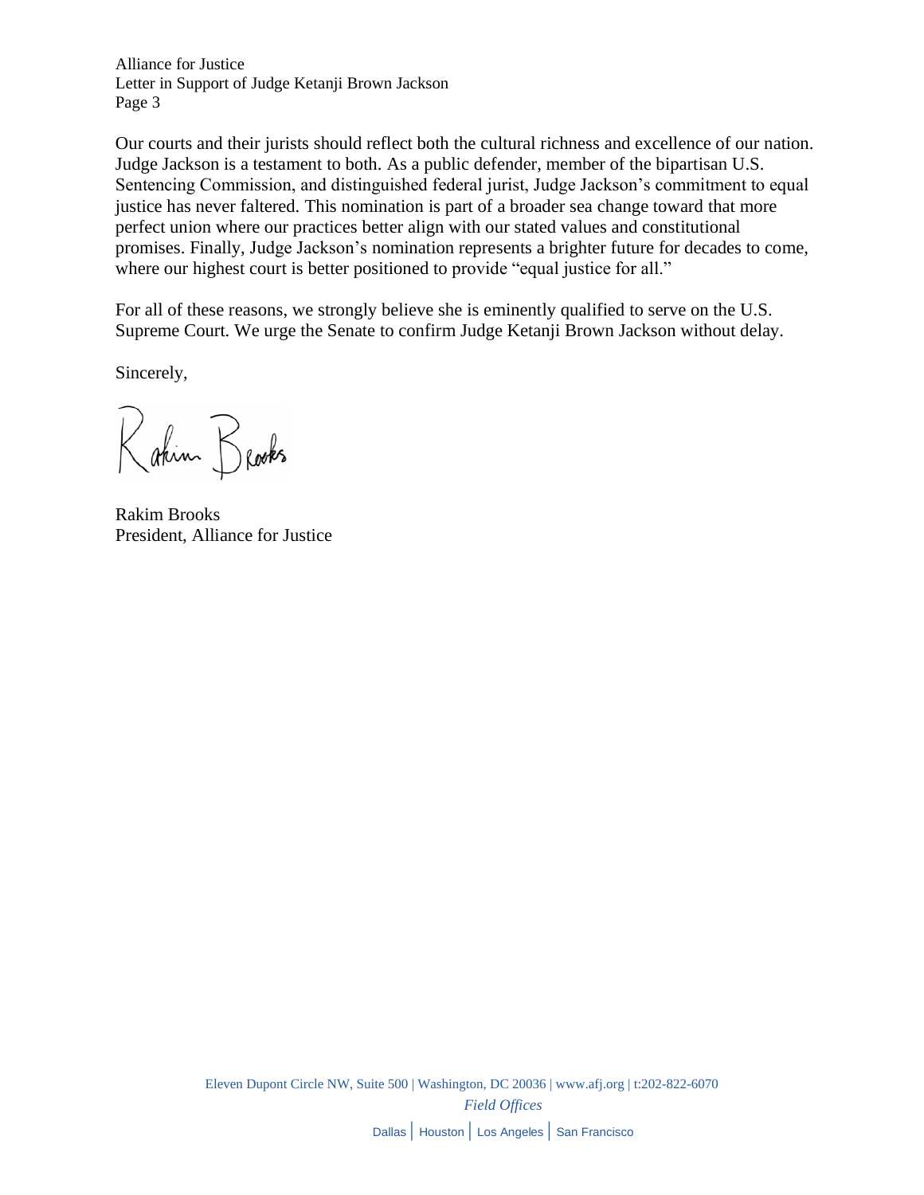Our courts and their jurists should reflect both the cultural richness and excellence of our nation. Judge Jackson is a testament to both. As a public defender, member of the bipartisan U.S. Sentencing Commission, and distinguished federal jurist, Judge Jackson's commitment to equal justice has never faltered. This nomination is part of a broader sea change toward that more perfect union where our practices better align with our stated values and constitutional promises. Finally, Judge Jackson's nomination represents a brighter future for decades to come, where our highest court is better positioned to provide "equal justice for all."

For all of these reasons, we strongly believe she is eminently qualified to serve on the U.S. Supreme Court. We urge the Senate to confirm Judge Ketanji Brown Jackson without delay.

Sincerely,

Rakim Brooks
President, Alliance for Justice